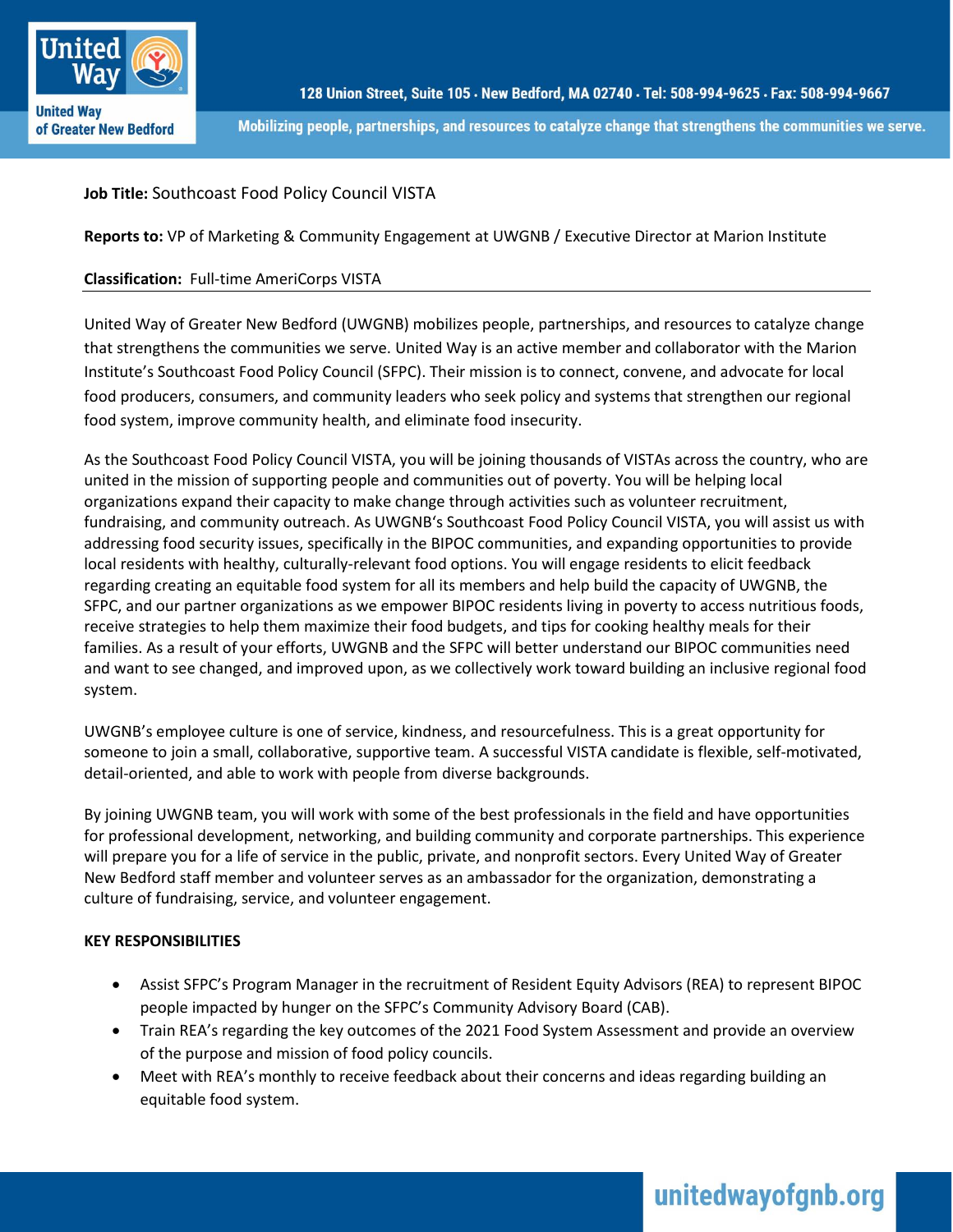**Job Title:** Southcoast Food Policy Council VISTA

**Reports to:** VP of Marketing & Community Engagement at UWGNB / Executive Director at Marion Institute

**Classification:** Full-time AmeriCorps VISTA

United Way of Greater New Bedford (UWGNB) mobilizes people, partnerships, and resources to catalyze change that strengthens the communities we serve. United Way is an active member and collaborator with the Marion Institute's Southcoast Food Policy Council (SFPC). Their mission is to connect, convene, and advocate for local food producers, consumers, and community leaders who seek policy and systems that strengthen our regional food system, improve community health, and eliminate food insecurity.

As the Southcoast Food Policy Council VISTA, you will be joining thousands of VISTAs across the country, who are united in the mission of supporting people and communities out of poverty. You will be helping local organizations expand their capacity to make change through activities such as volunteer recruitment, fundraising, and community outreach. As UWGNB's Southcoast Food Policy Council VISTA, you will assist us with addressing food security issues, specifically in the BIPOC communities, and expanding opportunities to provide local residents with healthy, culturally-relevant food options. You will engage residents to elicit feedback regarding creating an equitable food system for all its members and help build the capacity of UWGNB, the SFPC, and our partner organizations as we empower BIPOC residents living in poverty to access nutritious foods, receive strategies to help them maximize their food budgets, and tips for cooking healthy meals for their families. As a result of your efforts, UWGNB and the SFPC will better understand our BIPOC communities need and want to see changed, and improved upon, as we collectively work toward building an inclusive regional food system.

UWGNB's employee culture is one of service, kindness, and resourcefulness. This is a great opportunity for someone to join a small, collaborative, supportive team. A successful VISTA candidate is flexible, self-motivated, detail-oriented, and able to work with people from diverse backgrounds.

By joining UWGNB team, you will work with some of the best professionals in the field and have opportunities for professional development, networking, and building community and corporate partnerships. This experience will prepare you for a life of service in the public, private, and nonprofit sectors. Every United Way of Greater New Bedford staff member and volunteer serves as an ambassador for the organization, demonstrating a culture of fundraising, service, and volunteer engagement.

**KEY RESPONSIBILITIES**

- Assist SFPC's Program Manager in the recruitment of Resident Equity Advisors (REA) to represent BIPOC people impacted by hunger on the SFPC's Community Advisory Board (CAB).
- Train REA's regarding the key outcomes of the 2021 Food System Assessment and provide an overview of the purpose and mission of food policy councils.
- Meet with REA's monthly to receive feedback about their concerns and ideas regarding building an equitable food system.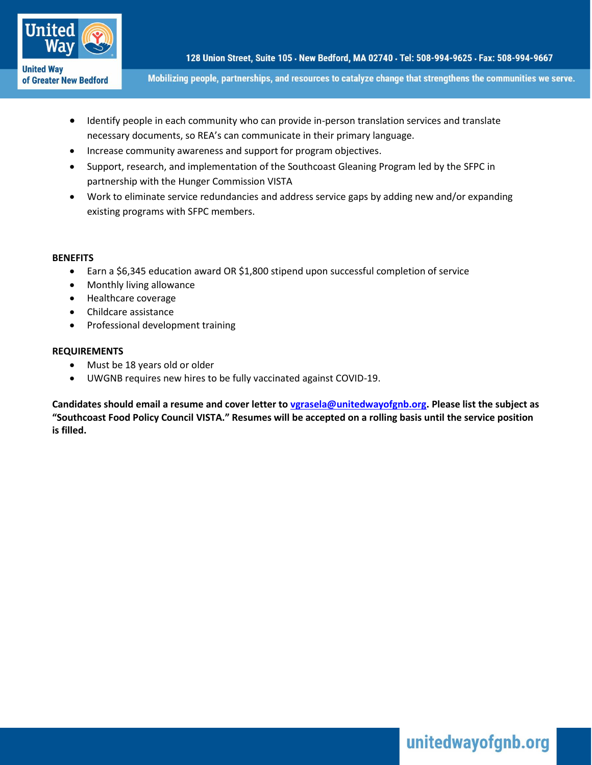- Identify people in each community who can provide in-person translation services and translate necessary documents, so REA's can communicate in their primary language.
- Increase community awareness and support for program objectives.
- Support, research, and implementation of the Southcoast Gleaning Program led by the SFPC in partnership with the Hunger Commission VISTA
- Work to eliminate service redundancies and address service gaps by adding new and/or expanding existing programs with SFPC members.

**BENEFITS**

- Earn a $6,345 education award OR $1,800 stipend upon successful completion of service
- Monthly living allowance
- Healthcare coverage
- Childcare assistance
- Professional development training

**REQUIREMENTS**

- Must be 18 years old or older
- UWGNB requires new hires to be fully vaccinated against COVID-19.

**Candidates should email a resume and cover letter to [vgrasela@unitedwayofgnb.org](mailto:vgrasela@unitedwayofgnb.org). Please list the subject as "Southcoast Food Policy Council VISTA." Resumes will be accepted on a rolling basis until the service position is filled.**